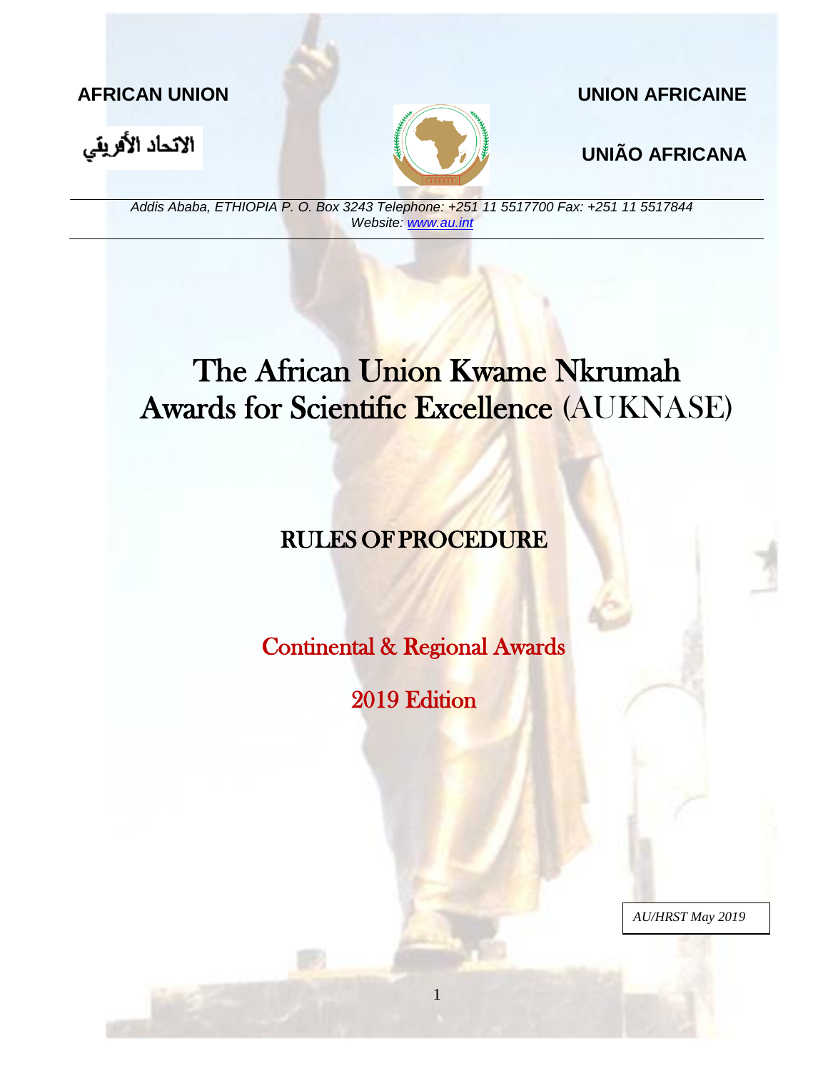**AFRICAN UNION** **UNION AFRICAINE**

الاتحاد الأفريقي

**UNIÃO AFRICANA**

*Addis Ababa, ETHIOPIA P. O. Box 3243 Telephone: +251 11 5517700 Fax: +251 11 5517844*
*Website: [www.au.int](www.au.int)*

# The African Union Kwame Nkrumah Awards for Scientific Excellence (AUKNASE)

## RULES OF PROCEDURE

## Continental & Regional Awards

## 2019 Edition

*AU/HRST May 2019*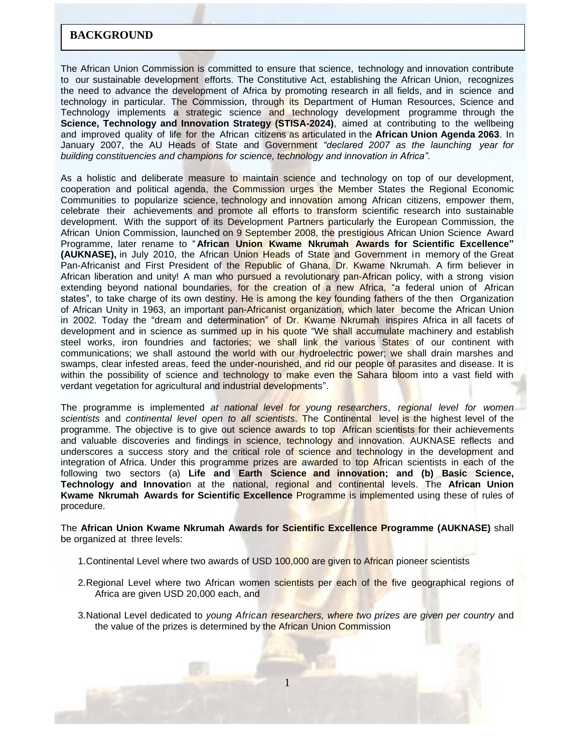## BACKGROUND

The African Union Commission is committed to ensure that science, technology and innovation contribute to our sustainable development efforts. The Constitutive Act, establishing the African Union, recognizes the need to advance the development of Africa by promoting research in all fields, and in science and technology in particular. The Commission, through its Department of Human Resources, Science and Technology implements a strategic science and technology development programme through the **Science, Technology and Innovation Strategy (STISA-2024)**, aimed at contributing to the wellbeing and improved quality of life for the African citizens as articulated in the **African Union Agenda 2063**. In January 2007, the AU Heads of State and Government *"declared 2007 as the launching year for building constituencies and champions for science, technology and innovation in Africa"*.

As a holistic and deliberate measure to maintain science and technology on top of our development, cooperation and political agenda, the Commission urges the Member States the Regional Economic Communities to popularize science, technology and innovation among African citizens, empower them, celebrate their achievements and promote all efforts to transform scientific research into sustainable development. With the support of its Development Partners particularly the European Commission, the African Union Commission, launched on 9 September 2008, the prestigious African Union Science Award Programme, later rename to "**African Union Kwame Nkrumah Awards for Scientific Excellence" (AUKNASE),** in July 2010, the African Union Heads of State and Government in memory of the Great Pan-Africanist and First President of the Republic of Ghana, Dr. Kwame Nkrumah. A firm believer in African liberation and unity! A man who pursued a revolutionary pan-African policy, with a strong vision extending beyond national boundaries, for the creation of a new Africa, "a federal union of African states", to take charge of its own destiny. He is among the key founding fathers of the then Organization of African Unity in 1963, an important pan-Africanist organization, which later become the African Union in 2002. Today the "dream and determination" of Dr. Kwame Nkrumah inspires Africa in all facets of development and in science as summed up in his quote "We shall accumulate machinery and establish steel works, iron foundries and factories; we shall link the various States of our continent with communications; we shall astound the world with our hydroelectric power; we shall drain marshes and swamps, clear infested areas, feed the under-nourished, and rid our people of parasites and disease. It is within the possibility of science and technology to make even the Sahara bloom into a vast field with verdant vegetation for agricultural and industrial developments".

The programme is implemented *at national level for young researchers*, *regional level for women scientists* and *continental level open to all scientists*. The Continental level is the highest level of the programme. The objective is to give out science awards to top African scientists for their achievements and valuable discoveries and findings in science, technology and innovation. AUKNASE reflects and underscores a success story and the critical role of science and technology in the development and integration of Africa. Under this programme prizes are awarded to top African scientists in each of the following two sectors (a) **Life and Earth Science and innovation; and (b) Basic Science, Technology and Innovation** at the national, regional and continental levels. The **African Union Kwame Nkrumah Awards for Scientific Excellence** Programme is implemented using these of rules of procedure.

The **African Union Kwame Nkrumah Awards for Scientific Excellence Programme (AUKNASE)** shall be organized at three levels:

1. Continental Level where two awards of USD 100,000 are given to African pioneer scientists
2. Regional Level where two African women scientists per each of the five geographical regions of Africa are given USD 20,000 each, and
3. National Level dedicated to *young African researchers, where two prizes are given per country* and the value of the prizes is determined by the African Union Commission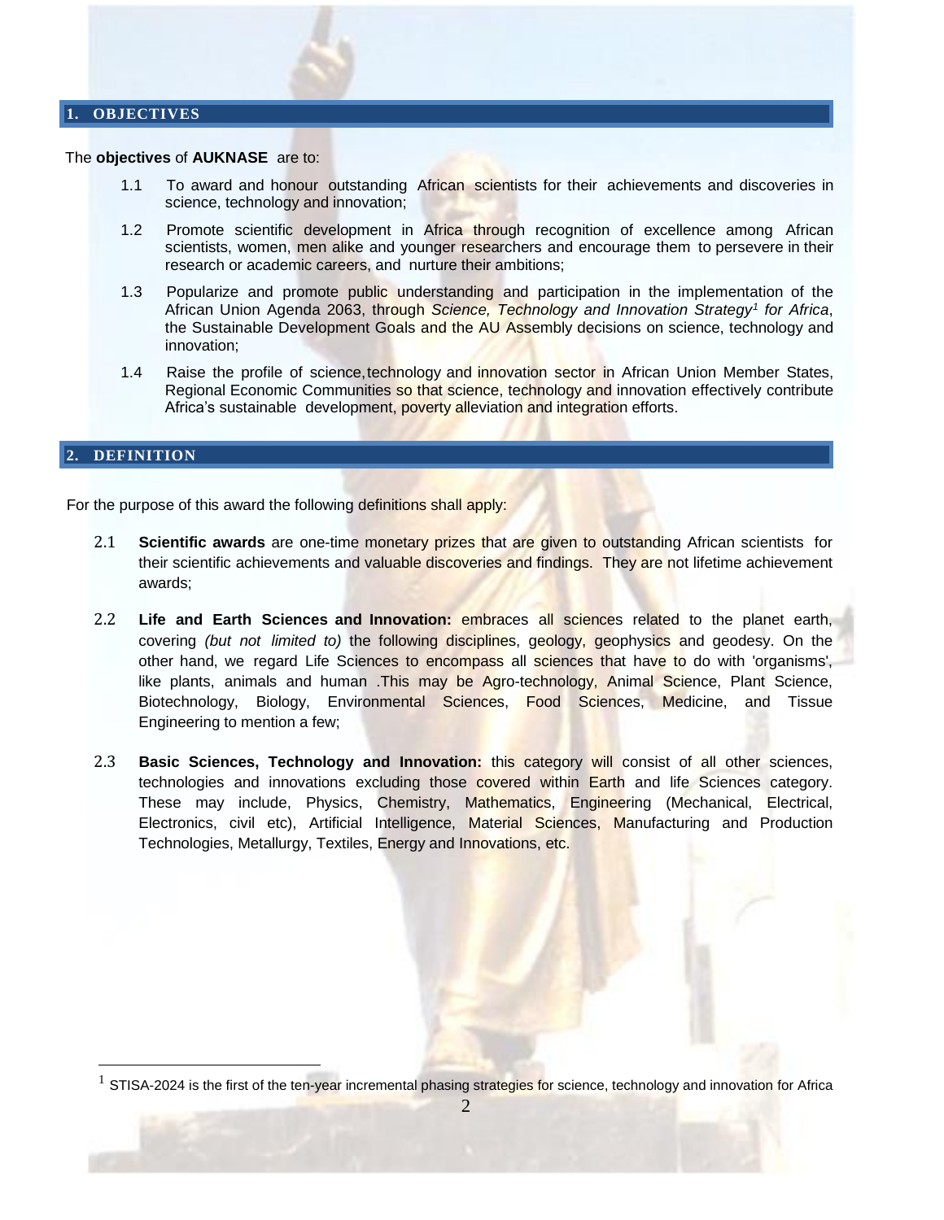## 1. OBJECTIVES

The **objectives** of **AUKNASE** are to:

1.1 To award and honour outstanding African scientists for their achievements and discoveries in science, technology and innovation;

1.2 Promote scientific development in Africa through recognition of excellence among African scientists, women, men alike and younger researchers and encourage them to persevere in their research or academic careers, and nurture their ambitions;

1.3 Popularize and promote public understanding and participation in the implementation of the African Union Agenda 2063, through *Science, Technology and Innovation Strategy*[1] *for Africa*, the Sustainable Development Goals and the AU Assembly decisions on science, technology and innovation;

1.4 Raise the profile of science, technology and innovation sector in African Union Member States, Regional Economic Communities so that science, technology and innovation effectively contribute Africa's sustainable development, poverty alleviation and integration efforts.

## 2. DEFINITION

For the purpose of this award the following definitions shall apply:

2.1 **Scientific awards** are one-time monetary prizes that are given to outstanding African scientists for their scientific achievements and valuable discoveries and findings. They are not lifetime achievement awards;

2.2 **Life and Earth Sciences and Innovation:** embraces all sciences related to the planet earth, covering *(but not limited to)* the following disciplines, geology, geophysics and geodesy. On the other hand, we regard Life Sciences to encompass all sciences that have to do with 'organisms', like plants, animals and human .This may be Agro-technology, Animal Science, Plant Science, Biotechnology, Biology, Environmental Sciences, Food Sciences, Medicine, and Tissue Engineering to mention a few;

2.3 **Basic Sciences, Technology and Innovation:** this category will consist of all other sciences, technologies and innovations excluding those covered within Earth and life Sciences category. These may include, Physics, Chemistry, Mathematics, Engineering (Mechanical, Electrical, Electronics, civil etc), Artificial Intelligence, Material Sciences, Manufacturing and Production Technologies, Metallurgy, Textiles, Energy and Innovations, etc.

---

[1] STISA-2024 is the first of the ten-year incremental phasing strategies for science, technology and innovation for Africa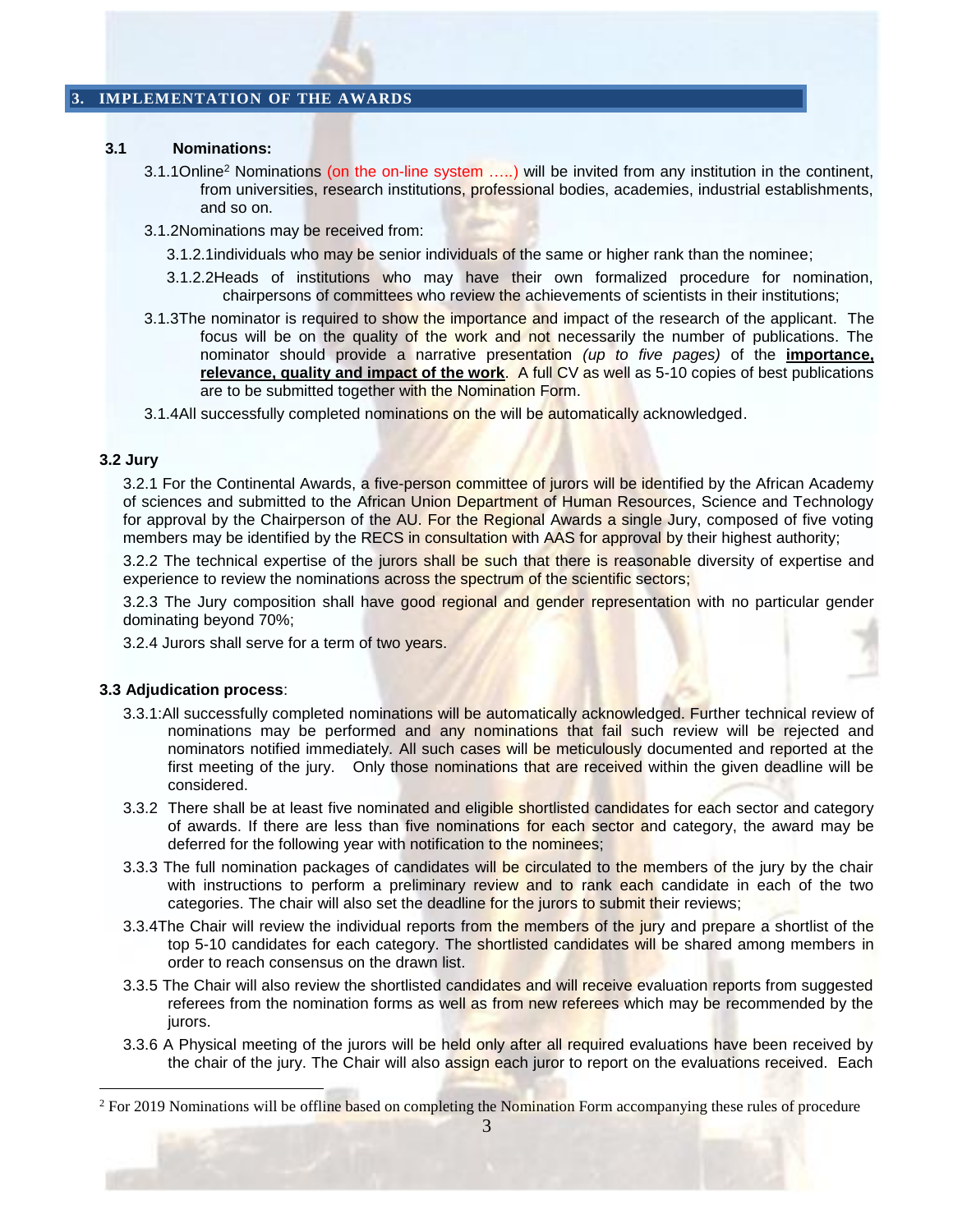## 3. IMPLEMENTATION OF THE AWARDS

### 3.1 Nominations:

3.1.1Online[2] Nominations (on the on-line system …..) will be invited from any institution in the continent, from universities, research institutions, professional bodies, academies, industrial establishments, and so on.

3.1.2Nominations may be received from:

3.1.2.1individuals who may be senior individuals of the same or higher rank than the nominee;

3.1.2.2Heads of institutions who may have their own formalized procedure for nomination, chairpersons of committees who review the achievements of scientists in their institutions;

3.1.3The nominator is required to show the importance and impact of the research of the applicant. The focus will be on the quality of the work and not necessarily the number of publications. The nominator should provide a narrative presentation *(up to five pages)* of the **importance, relevance, quality and impact of the work**. A full CV as well as 5-10 copies of best publications are to be submitted together with the Nomination Form.

3.1.4All successfully completed nominations on the will be automatically acknowledged.

### 3.2 Jury

3.2.1 For the Continental Awards, a five-person committee of jurors will be identified by the African Academy of sciences and submitted to the African Union Department of Human Resources, Science and Technology for approval by the Chairperson of the AU. For the Regional Awards a single Jury, composed of five voting members may be identified by the RECS in consultation with AAS for approval by their highest authority;

3.2.2 The technical expertise of the jurors shall be such that there is reasonable diversity of expertise and experience to review the nominations across the spectrum of the scientific sectors;

3.2.3 The Jury composition shall have good regional and gender representation with no particular gender dominating beyond 70%;

3.2.4 Jurors shall serve for a term of two years.

### 3.3 Adjudication process:

3.3.1:All successfully completed nominations will be automatically acknowledged. Further technical review of nominations may be performed and any nominations that fail such review will be rejected and nominators notified immediately. All such cases will be meticulously documented and reported at the first meeting of the jury. Only those nominations that are received within the given deadline will be considered.

3.3.2 There shall be at least five nominated and eligible shortlisted candidates for each sector and category of awards. If there are less than five nominations for each sector and category, the award may be deferred for the following year with notification to the nominees;

3.3.3 The full nomination packages of candidates will be circulated to the members of the jury by the chair with instructions to perform a preliminary review and to rank each candidate in each of the two categories. The chair will also set the deadline for the jurors to submit their reviews;

3.3.4The Chair will review the individual reports from the members of the jury and prepare a shortlist of the top 5-10 candidates for each category. The shortlisted candidates will be shared among members in order to reach consensus on the drawn list.

3.3.5 The Chair will also review the shortlisted candidates and will receive evaluation reports from suggested referees from the nomination forms as well as from new referees which may be recommended by the jurors.

3.3.6 A Physical meeting of the jurors will be held only after all required evaluations have been received by the chair of the jury. The Chair will also assign each juror to report on the evaluations received. Each

[2] For 2019 Nominations will be offline based on completing the Nomination Form accompanying these rules of procedure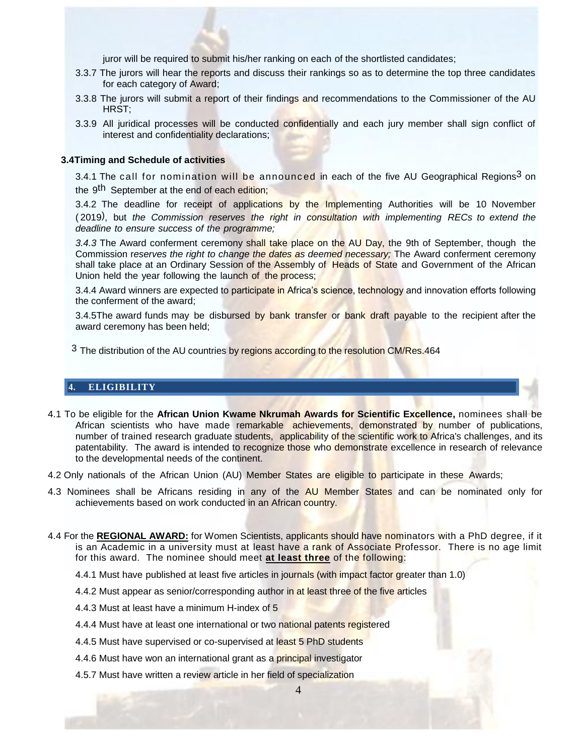juror will be required to submit his/her ranking on each of the shortlisted candidates;

3.3.7 The jurors will hear the reports and discuss their rankings so as to determine the top three candidates for each category of Award;

3.3.8 The jurors will submit a report of their findings and recommendations to the Commissioner of the AU HRST;

3.3.9 All juridical processes will be conducted confidentially and each jury member shall sign conflict of interest and confidentiality declarations;

**3.4Timing and Schedule of activities**

3.4.1 The call for nomination will be announced in each of the five AU Geographical Regions[3] on the 9th September at the end of each edition;

3.4.2 The deadline for receipt of applications by the Implementing Authorities will be 10 November (2019), but *the Commission reserves the right in consultation with implementing RECs to extend the deadline to ensure success of the programme;*

*3.4.3* The Award conferment ceremony shall take place on the AU Day, the 9th of September, though the Commission r*eserves the right to change the dates as deemed necessary;* The Award conferment ceremony shall take place at an Ordinary Session of the Assembly of Heads of State and Government of the African Union held the year following the launch of the process;

3.4.4 Award winners are expected to participate in Africa's science, technology and innovation efforts following the conferment of the award;

3.4.5The award funds may be disbursed by bank transfer or bank draft payable to the recipient after the award ceremony has been held;

[3] The distribution of the AU countries by regions according to the resolution CM/Res.464

## 4. ELIGIBILITY

4.1 To be eligible for the **African Union Kwame Nkrumah Awards for Scientific Excellence,** nominees shall be African scientists who have made remarkable achievements, demonstrated by number of publications, number of trained research graduate students, applicability of the scientific work to Africa's challenges, and its patentability. The award is intended to recognize those who demonstrate excellence in research of relevance to the developmental needs of the continent.

4.2 Only nationals of the African Union (AU) Member States are eligible to participate in these Awards;

4.3 Nominees shall be Africans residing in any of the AU Member States and can be nominated only for achievements based on work conducted in an African country.

4.4 For the **REGIONAL AWARD:** for Women Scientists, applicants should have nominators with a PhD degree, if it is an Academic in a university must at least have a rank of Associate Professor. There is no age limit for this award. The nominee should meet **at least three** of the following:

4.4.1 Must have published at least five articles in journals (with impact factor greater than 1.0)

4.4.2 Must appear as senior/corresponding author in at least three of the five articles

4.4.3 Must at least have a minimum H-index of 5

4.4.4 Must have at least one international or two national patents registered

4.4.5 Must have supervised or co-supervised at least 5 PhD students

4.4.6 Must have won an international grant as a principal investigator

4.5.7 Must have written a review article in her field of specialization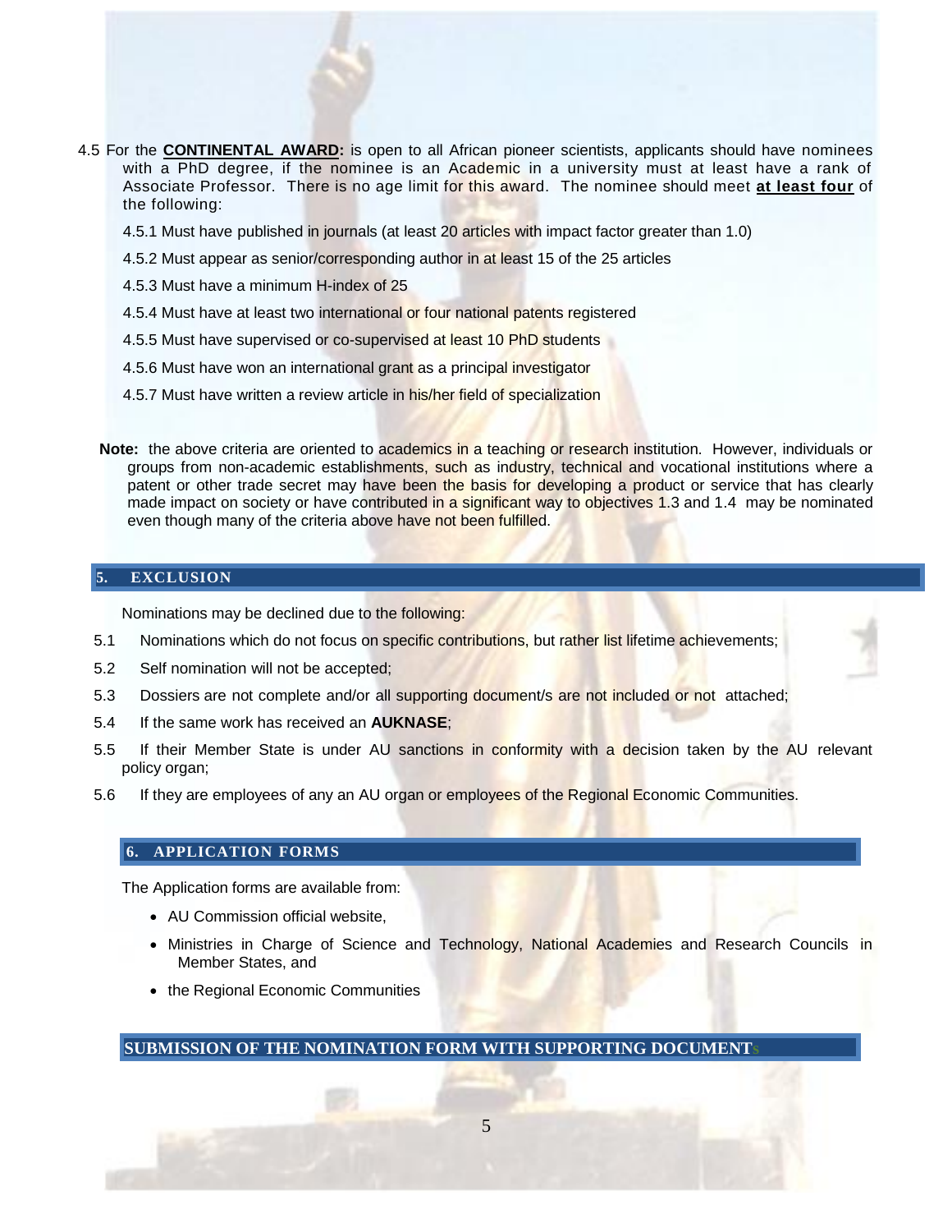4.5 For the **CONTINENTAL AWARD:** is open to all African pioneer scientists, applicants should have nominees with a PhD degree, if the nominee is an Academic in a university must at least have a rank of Associate Professor. There is no age limit for this award. The nominee should meet **at least four** of the following:

4.5.1 Must have published in journals (at least 20 articles with impact factor greater than 1.0)

4.5.2 Must appear as senior/corresponding author in at least 15 of the 25 articles

4.5.3 Must have a minimum H-index of 25

4.5.4 Must have at least two international or four national patents registered

4.5.5 Must have supervised or co-supervised at least 10 PhD students

4.5.6 Must have won an international grant as a principal investigator

4.5.7 Must have written a review article in his/her field of specialization

**Note:** the above criteria are oriented to academics in a teaching or research institution. However, individuals or groups from non-academic establishments, such as industry, technical and vocational institutions where a patent or other trade secret may have been the basis for developing a product or service that has clearly made impact on society or have contributed in a significant way to objectives 1.3 and 1.4 may be nominated even though many of the criteria above have not been fulfilled.

## 5. EXCLUSION

Nominations may be declined due to the following:

5.1 Nominations which do not focus on specific contributions, but rather list lifetime achievements;

5.2 Self nomination will not be accepted;

5.3 Dossiers are not complete and/or all supporting document/s are not included or not attached;

5.4 If the same work has received an **AUKNASE**;

5.5 If their Member State is under AU sanctions in conformity with a decision taken by the AU relevant policy organ;

5.6 If they are employees of any an AU organ or employees of the Regional Economic Communities.

## 6. APPLICATION FORMS

The Application forms are available from:

- AU Commission official website,
- Ministries in Charge of Science and Technology, National Academies and Research Councils in Member States, and
- the Regional Economic Communities

## SUBMISSION OF THE NOMINATION FORM WITH SUPPORTING DOCUMENTs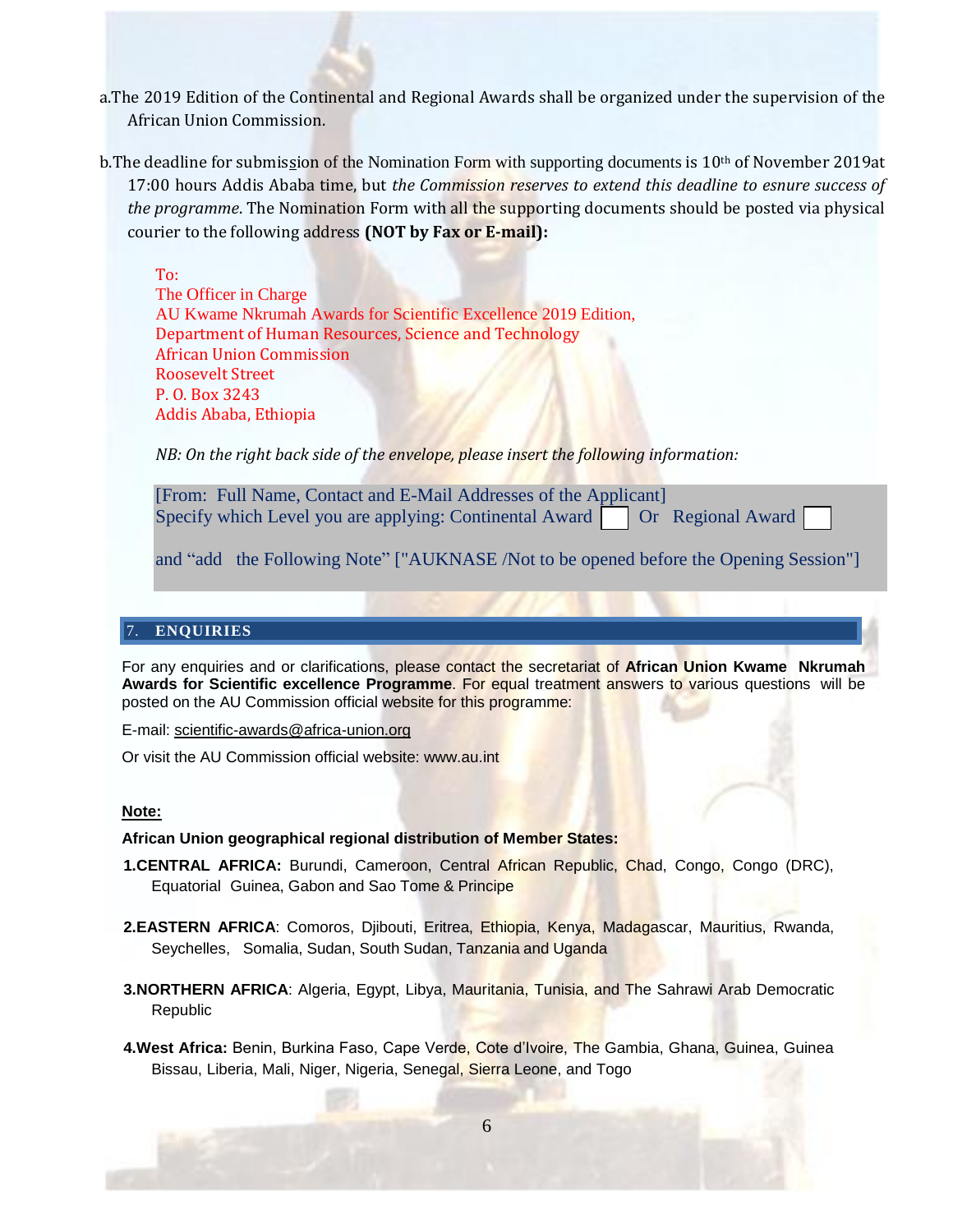a. The 2019 Edition of the Continental and Regional Awards shall be organized under the supervision of the African Union Commission.

b. The deadline for submission of the Nomination Form with supporting documents is 10th of November 2019at 17:00 hours Addis Ababa time, but *the Commission reserves to extend this deadline to esnure success of the programme.* The Nomination Form with all the supporting documents should be posted via physical courier to the following address **(NOT by Fax or E-mail):**

To:
The Officer in Charge
AU Kwame Nkrumah Awards for Scientific Excellence 2019 Edition,
Department of Human Resources, Science and Technology
African Union Commission
Roosevelt Street
P. O. Box 3243
Addis Ababa, Ethiopia

*NB: On the right back side of the envelope, please insert the following information:*

[From: Full Name, Contact and E-Mail Addresses of the Applicant]
Specify which Level you are applying: Continental Award ☐ Or Regional Award ☐

and "add the Following Note" ["AUKNASE /Not to be opened before the Opening Session"]

## 7. ENQUIRIES

For any enquiries and or clarifications, please contact the secretariat of **African Union Kwame Nkrumah Awards for Scientific excellence Programme**. For equal treatment answers to various questions will be posted on the AU Commission official website for this programme:

E-mail: scientific-awards@africa-union.org

Or visit the AU Commission official website: www.au.int

**Note:**

**African Union geographical regional distribution of Member States:**

1. **CENTRAL AFRICA:** Burundi, Cameroon, Central African Republic, Chad, Congo, Congo (DRC), Equatorial Guinea, Gabon and Sao Tome & Principe

2. **EASTERN AFRICA**: Comoros, Djibouti, Eritrea, Ethiopia, Kenya, Madagascar, Mauritius, Rwanda, Seychelles, Somalia, Sudan, South Sudan, Tanzania and Uganda

3. **NORTHERN AFRICA**: Algeria, Egypt, Libya, Mauritania, Tunisia, and The Sahrawi Arab Democratic Republic

4. **West Africa:** Benin, Burkina Faso, Cape Verde, Cote d'Ivoire, The Gambia, Ghana, Guinea, Guinea Bissau, Liberia, Mali, Niger, Nigeria, Senegal, Sierra Leone, and Togo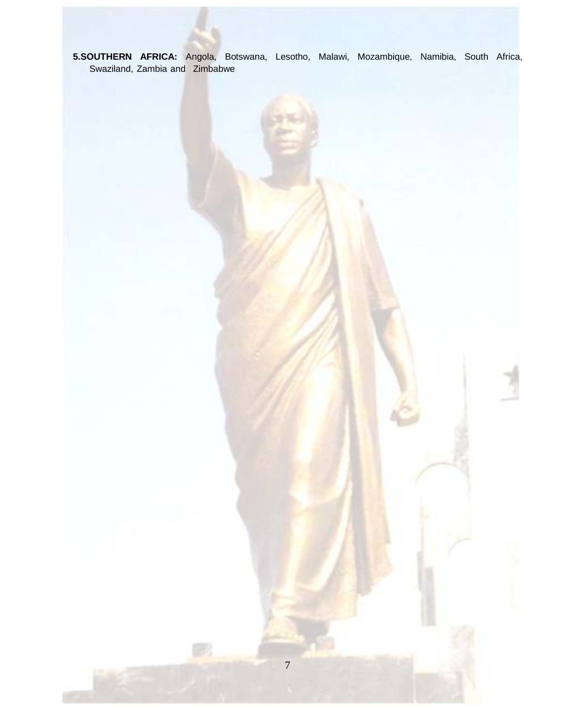5. **SOUTHERN AFRICA:** Angola, Botswana, Lesotho, Malawi, Mozambique, Namibia, South Africa, Swaziland, Zambia and Zimbabwe